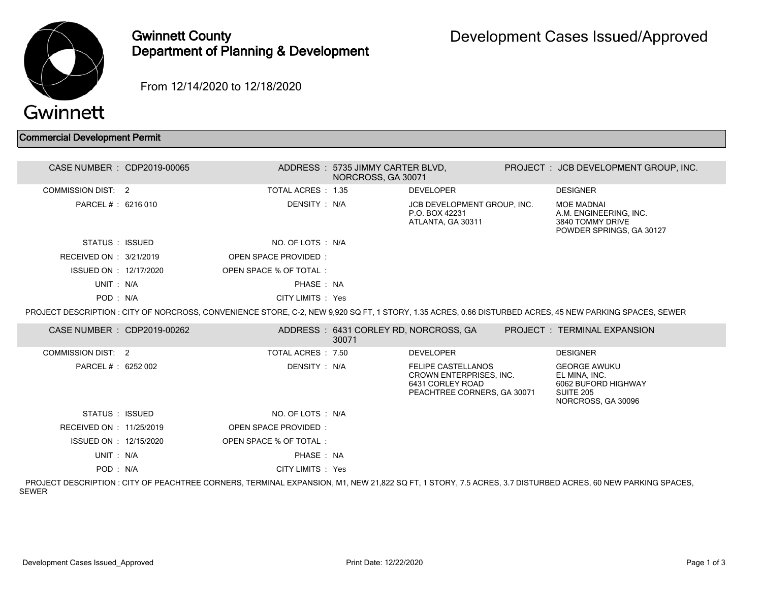# Gwinnett County Department of Planning & Development

## Development Cases Issued/Approved

From 12/14/2020 to 12/18/2020

### Commercial Development Permit

| | | | |
|---|---|---|---|
| CASE NUMBER : CDP2019-00065 | ADDRESS : 5735 JIMMY CARTER BLVD, NORCROSS, GA 30071 | | PROJECT : JCB DEVELOPMENT GROUP, INC. |
| COMMISSION DIST: 2 | TOTAL ACRES : 1.35 | DEVELOPER | DESIGNER |
| PARCEL # : 6216 010 | DENSITY : N/A | JCB DEVELOPMENT GROUP, INC.<br>P.O. BOX 42231<br>ATLANTA, GA 30311 | MOE MADNAI<br>A.M. ENGINEERING, INC.<br>3840 TOMMY DRIVE<br>POWDER SPRINGS, GA 30127 |
| STATUS : ISSUED | NO. OF LOTS : N/A | | |
| RECEIVED ON : 3/21/2019 | OPEN SPACE PROVIDED : | | |
| ISSUED ON : 12/17/2020 | OPEN SPACE % OF TOTAL : | | |
| UNIT : N/A | PHASE : NA | | |
| POD : N/A | CITY LIMITS : Yes | | |

PROJECT DESCRIPTION : CITY OF NORCROSS, CONVENIENCE STORE, C-2, NEW 9,920 SQ FT, 1 STORY, 1.35 ACRES, 0.66 DISTURBED ACRES, 45 NEW PARKING SPACES, SEWER

| | | | |
|---|---|---|---|
| CASE NUMBER : CDP2019-00262 | ADDRESS : 6431 CORLEY RD, NORCROSS, GA 30071 | | PROJECT : TERMINAL EXPANSION |
| COMMISSION DIST: 2 | TOTAL ACRES : 7.50 | DEVELOPER | DESIGNER |
| PARCEL # : 6252 002 | DENSITY : N/A | FELIPE CASTELLANOS<br>CROWN ENTERPRISES, INC.<br>6431 CORLEY ROAD<br>PEACHTREE CORNERS, GA 30071 | GEORGE AWUKU<br>EL MINA, INC.<br>6062 BUFORD HIGHWAY<br>SUITE 205<br>NORCROSS, GA 30096 |
| STATUS : ISSUED | NO. OF LOTS : N/A | | |
| RECEIVED ON : 11/25/2019 | OPEN SPACE PROVIDED : | | |
| ISSUED ON : 12/15/2020 | OPEN SPACE % OF TOTAL : | | |
| UNIT : N/A | PHASE : NA | | |
| POD : N/A | CITY LIMITS : Yes | | |

PROJECT DESCRIPTION : CITY OF PEACHTREE CORNERS, TERMINAL EXPANSION, M1, NEW 21,822 SQ FT, 1 STORY, 7.5 ACRES, 3.7 DISTURBED ACRES, 60 NEW PARKING SPACES, SEWER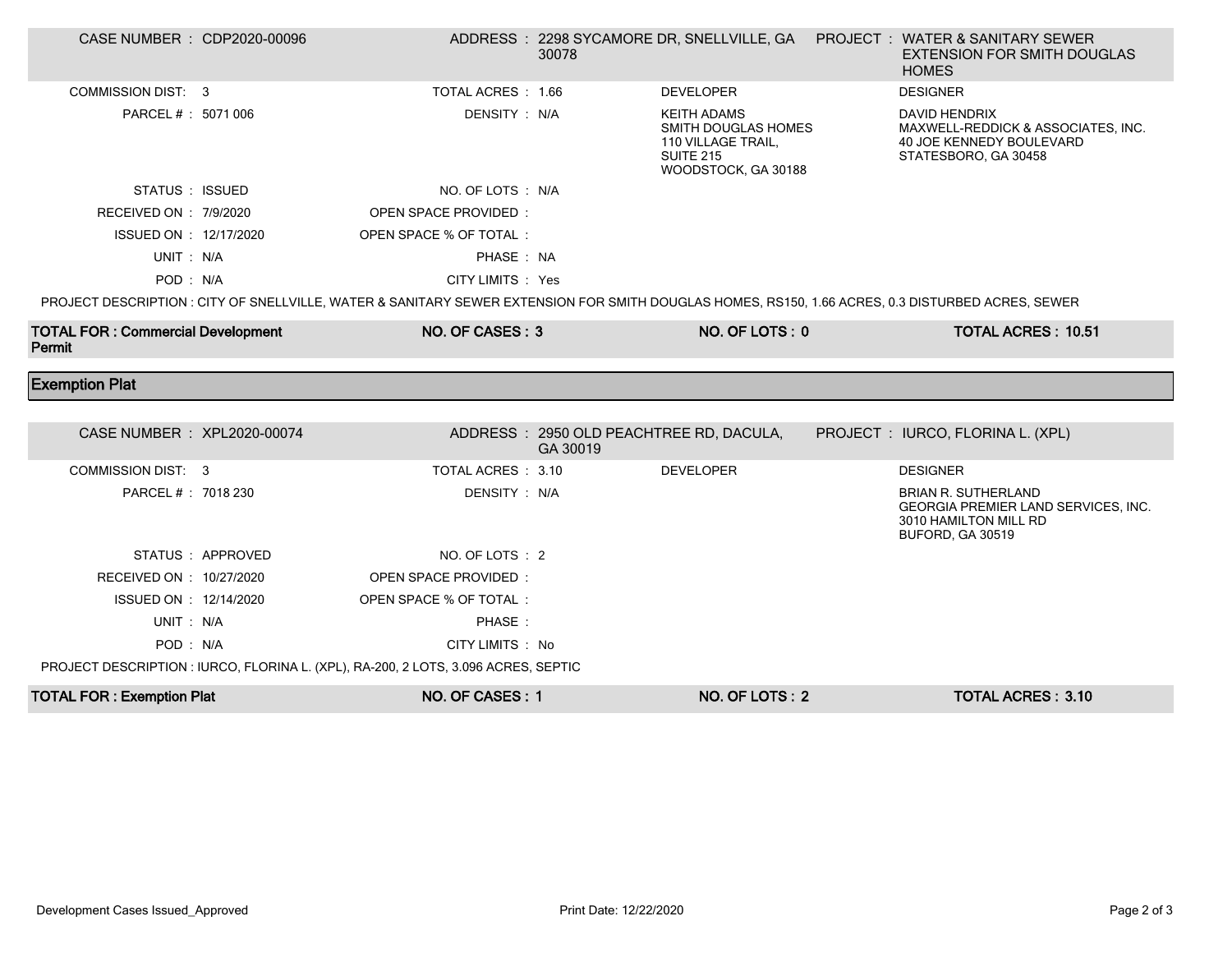| CASE NUMBER : CDP2020-00096 | | ADDRESS : 2298 SYCAMORE DR, SNELLVILLE, GA 30078 | PROJECT : WATER & SANITARY SEWER EXTENSION FOR SMITH DOUGLAS HOMES |
|---|---|---|---|
| COMMISSION DIST: 3 | TOTAL ACRES : 1.66 | DEVELOPER | DESIGNER |
| PARCEL # : 5071 006 | DENSITY : N/A | KEITH ADAMS<br>SMITH DOUGLAS HOMES<br>110 VILLAGE TRAIL, SUITE 215<br>WOODSTOCK, GA 30188 | DAVID HENDRIX<br>MAXWELL-REDDICK & ASSOCIATES, INC.<br>40 JOE KENNEDY BOULEVARD<br>STATESBORO, GA 30458 |
| STATUS : ISSUED | NO. OF LOTS : N/A | | |
| RECEIVED ON : 7/9/2020 | OPEN SPACE PROVIDED : | | |
| ISSUED ON : 12/17/2020 | OPEN SPACE % OF TOTAL : | | |
| UNIT : N/A | PHASE : NA | | |
| POD : N/A | CITY LIMITS : Yes | | |

PROJECT DESCRIPTION : CITY OF SNELLVILLE, WATER & SANITARY SEWER EXTENSION FOR SMITH DOUGLAS HOMES, RS150, 1.66 ACRES, 0.3 DISTURBED ACRES, SEWER

| **TOTAL FOR : Commercial Development Permit** | **NO. OF CASES : 3** | **NO. OF LOTS : 0** | **TOTAL ACRES : 10.51** |
|---|---|---|---|

## Exemption Plat

| CASE NUMBER : XPL2020-00074 | | ADDRESS : 2950 OLD PEACHTREE RD, DACULA, GA 30019 | PROJECT : IURCO, FLORINA L. (XPL) |
|---|---|---|---|
| COMMISSION DIST: 3 | TOTAL ACRES : 3.10 | DEVELOPER | DESIGNER |
| PARCEL # : 7018 230 | DENSITY : N/A | | BRIAN R. SUTHERLAND<br>GEORGIA PREMIER LAND SERVICES, INC.<br>3010 HAMILTON MILL RD<br>BUFORD, GA 30519 |
| STATUS : APPROVED | NO. OF LOTS : 2 | | |
| RECEIVED ON : 10/27/2020 | OPEN SPACE PROVIDED : | | |
| ISSUED ON : 12/14/2020 | OPEN SPACE % OF TOTAL : | | |
| UNIT : N/A | PHASE : | | |
| POD : N/A | CITY LIMITS : No | | |

PROJECT DESCRIPTION : IURCO, FLORINA L. (XPL), RA-200, 2 LOTS, 3.096 ACRES, SEPTIC

| **TOTAL FOR : Exemption Plat** | **NO. OF CASES : 1** | **NO. OF LOTS : 2** | **TOTAL ACRES : 3.10** |
|---|---|---|---|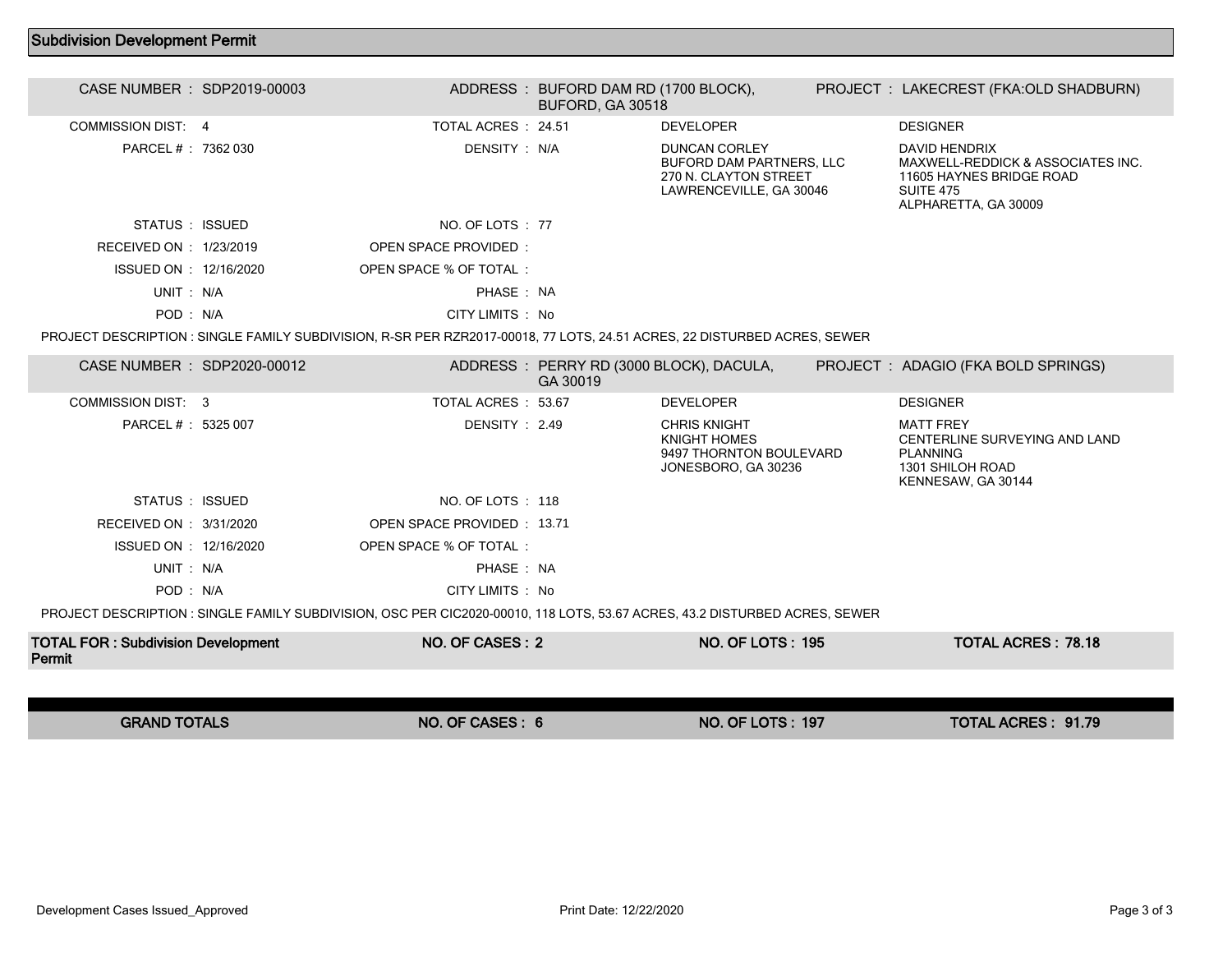## Subdivision Development Permit

| | | | | | |
|---|---|---|---|---|---|
| CASE NUMBER : | SDP2019-00003 | ADDRESS : | BUFORD DAM RD (1700 BLOCK), BUFORD, GA 30518 | PROJECT : | LAKECREST (FKA:OLD SHADBURN) |
| COMMISSION DIST: | 4 | TOTAL ACRES : | 24.51 | DEVELOPER | DESIGNER |
| PARCEL # : | 7362 030 | DENSITY : | N/A | DUNCAN CORLEY<br>BUFORD DAM PARTNERS, LLC<br>270 N. CLAYTON STREET<br>LAWRENCEVILLE, GA 30046 | DAVID HENDRIX<br>MAXWELL-REDDICK & ASSOCIATES INC.<br>11605 HAYNES BRIDGE ROAD<br>SUITE 475<br>ALPHARETTA, GA 30009 |
| STATUS : | ISSUED | NO. OF LOTS : | 77 | | |
| RECEIVED ON : | 1/23/2019 | OPEN SPACE PROVIDED : | | | |
| ISSUED ON : | 12/16/2020 | OPEN SPACE % OF TOTAL : | | | |
| UNIT : | N/A | PHASE : | NA | | |
| POD : | N/A | CITY LIMITS : | No | | |

PROJECT DESCRIPTION : SINGLE FAMILY SUBDIVISION, R-SR PER RZR2017-00018, 77 LOTS, 24.51 ACRES, 22 DISTURBED ACRES, SEWER

| | | | | | |
|---|---|---|---|---|---|
| CASE NUMBER : | SDP2020-00012 | ADDRESS : | PERRY RD (3000 BLOCK), DACULA, GA 30019 | PROJECT : | ADAGIO (FKA BOLD SPRINGS) |
| COMMISSION DIST: | 3 | TOTAL ACRES : | 53.67 | DEVELOPER | DESIGNER |
| PARCEL # : | 5325 007 | DENSITY : | 2.49 | CHRIS KNIGHT<br>KNIGHT HOMES<br>9497 THORNTON BOULEVARD<br>JONESBORO, GA 30236 | MATT FREY<br>CENTERLINE SURVEYING AND LAND PLANNING<br>1301 SHILOH ROAD<br>KENNESAW, GA 30144 |
| STATUS : | ISSUED | NO. OF LOTS : | 118 | | |
| RECEIVED ON : | 3/31/2020 | OPEN SPACE PROVIDED : | 13.71 | | |
| ISSUED ON : | 12/16/2020 | OPEN SPACE % OF TOTAL : | | | |
| UNIT : | N/A | PHASE : | NA | | |
| POD : | N/A | CITY LIMITS : | No | | |

PROJECT DESCRIPTION : SINGLE FAMILY SUBDIVISION, OSC PER CIC2020-00010, 118 LOTS, 53.67 ACRES, 43.2 DISTURBED ACRES, SEWER

**TOTAL FOR : Subdivision Development Permit** | **NO. OF CASES : 2** | **NO. OF LOTS : 195** | **TOTAL ACRES : 78.18**

**GRAND TOTALS** | **NO. OF CASES : 6** | **NO. OF LOTS : 197** | **TOTAL ACRES : 91.79**

Development Cases Issued_Approved

Print Date: 12/22/2020